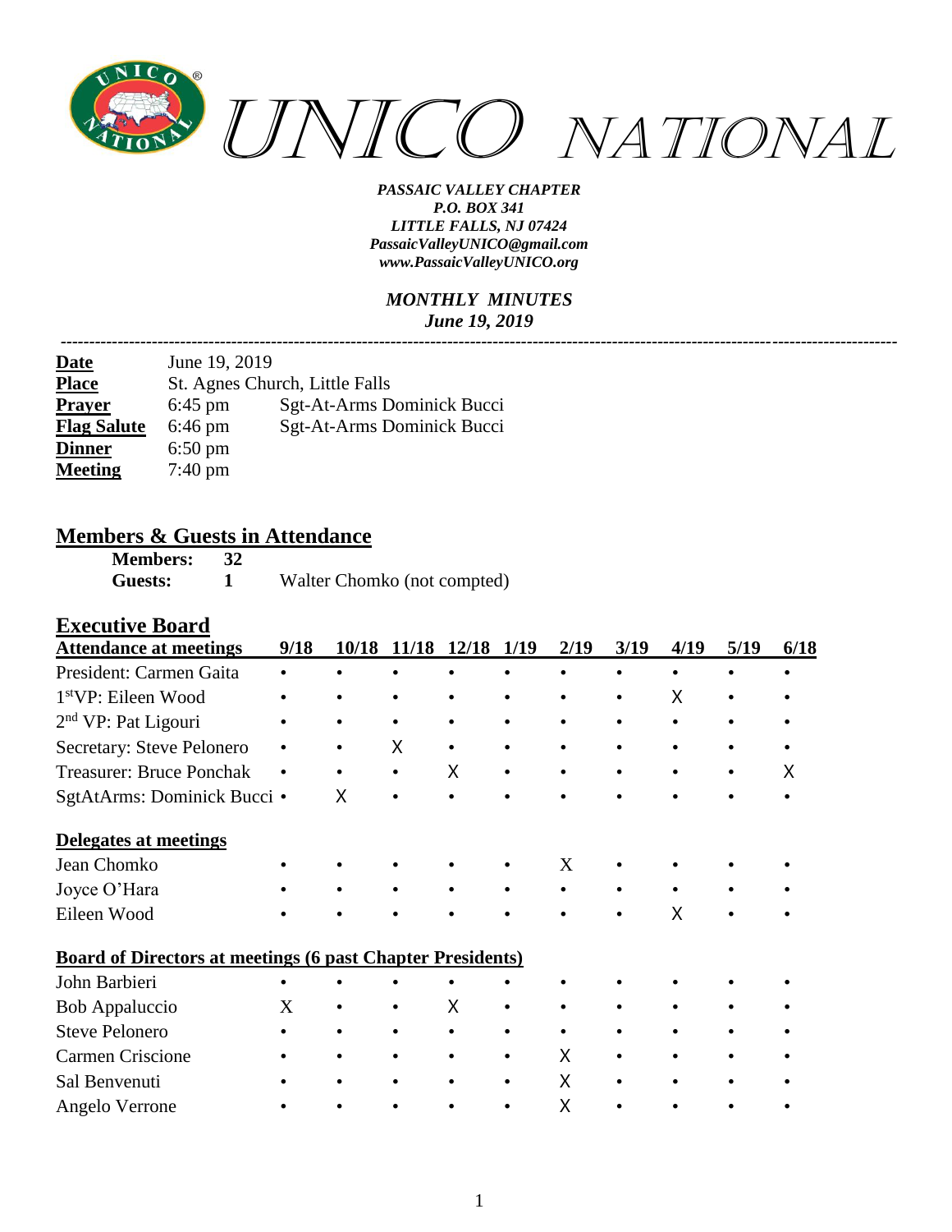# UNICO NATIONAL

***PASSAIC VALLEY CHAPTER***
***P.O. BOX 341***
***LITTLE FALLS, NJ 07424***
***PassaicValleyUNICO@gmail.com***
***www.PassaicValleyUNICO.org***

***MONTHLY MINUTES***
***June 19, 2019***

---

| | | |
|---|---|---|
| **Date** | June 19, 2019 | |
| **Place** | St. Agnes Church, Little Falls | |
| **Prayer** | 6:45 pm | Sgt-At-Arms Dominick Bucci |
| **Flag Salute** | 6:46 pm | Sgt-At-Arms Dominick Bucci |
| **Dinner** | 6:50 pm | |
| **Meeting** | 7:40 pm | |

## Members & Guests in Attendance

**Members:** **32**
**Guests:** **1** Walter Chomko (not compted)

## Executive Board

| **Attendance at meetings** | **9/18** | **10/18** | **11/18** | **12/18** | **1/19** | **2/19** | **3/19** | **4/19** | **5/19** | **6/18** |
|---|---|---|---|---|---|---|---|---|---|---|
| President: Carmen Gaita | • | • | • | • | • | • | • | • | • | • |
| 1st VP: Eileen Wood | • | • | • | • | • | • | • | X | • | • |
| 2nd VP: Pat Ligouri | • | • | • | • | • | • | • | • | • | • |
| Secretary: Steve Pelonero | • | • | X | • | • | • | • | • | • | • |
| Treasurer: Bruce Ponchak | • | • | • | X | • | • | • | • | • | X |
| SgtAtArms: Dominick Bucci | • | X | • | • | • | • | • | • | • | • |
| **Delegates at meetings** | | | | | | | | | | |
| Jean Chomko | • | • | • | • | • | X | • | • | • | • |
| Joyce O'Hara | • | • | • | • | • | • | • | • | • | • |
| Eileen Wood | • | • | • | • | • | • | • | X | • | • |
| **Board of Directors at meetings (6 past Chapter Presidents)** | | | | | | | | | | |
| John Barbieri | • | • | • | • | • | • | • | • | • | • |
| Bob Appaluccio | X | • | • | X | • | • | • | • | • | • |
| Steve Pelonero | • | • | • | • | • | • | • | • | • | • |
| Carmen Criscione | • | • | • | • | • | X | • | • | • | • |
| Sal Benvenuti | • | • | • | • | • | X | • | • | • | • |
| Angelo Verrone | • | • | • | • | • | X | • | • | • | • |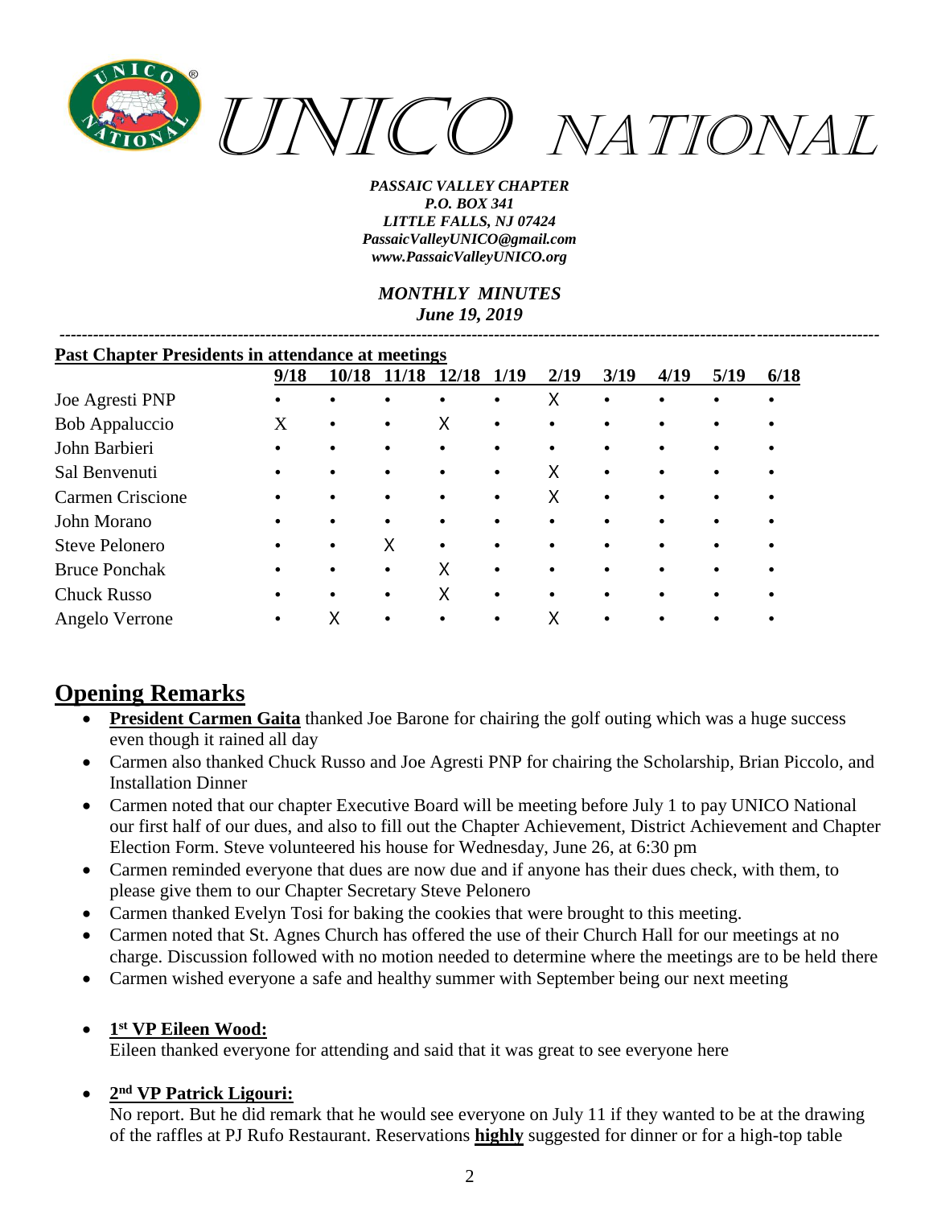# UNICO NATIONAL

*PASSAIC VALLEY CHAPTER*
*P.O. BOX 341*
*LITTLE FALLS, NJ 07424*
*PassaicValleyUNICO@gmail.com*
*www.PassaicValleyUNICO.org*

*MONTHLY MINUTES*
*June 19, 2019*

---

**Past Chapter Presidents in attendance at meetings**

| | 9/18 | 10/18 | 11/18 | 12/18 | 1/19 | 2/19 | 3/19 | 4/19 | 5/19 | 6/18 |
|---|---|---|---|---|---|---|---|---|---|---|
| Joe Agresti PNP | • | • | • | • | • | X | • | • | • | • |
| Bob Appaluccio | X | • | • | X | • | • | • | • | • | • |
| John Barbieri | • | • | • | • | • | • | • | • | • | • |
| Sal Benvenuti | • | • | • | • | • | X | • | • | • | • |
| Carmen Criscione | • | • | • | • | • | X | • | • | • | • |
| John Morano | • | • | • | • | • | • | • | • | • | • |
| Steve Pelonero | • | • | X | • | • | • | • | • | • | • |
| Bruce Ponchak | • | • | • | X | • | • | • | • | • | • |
| Chuck Russo | • | • | • | X | • | • | • | • | • | • |
| Angelo Verrone | • | X | • | • | • | X | • | • | • | • |

## Opening Remarks

- **President Carmen Gaita** thanked Joe Barone for chairing the golf outing which was a huge success even though it rained all day
- Carmen also thanked Chuck Russo and Joe Agresti PNP for chairing the Scholarship, Brian Piccolo, and Installation Dinner
- Carmen noted that our chapter Executive Board will be meeting before July 1 to pay UNICO National our first half of our dues, and also to fill out the Chapter Achievement, District Achievement and Chapter Election Form. Steve volunteered his house for Wednesday, June 26, at 6:30 pm
- Carmen reminded everyone that dues are now due and if anyone has their dues check, with them, to please give them to our Chapter Secretary Steve Pelonero
- Carmen thanked Evelyn Tosi for baking the cookies that were brought to this meeting.
- Carmen noted that St. Agnes Church has offered the use of their Church Hall for our meetings at no charge. Discussion followed with no motion needed to determine where the meetings are to be held there
- Carmen wished everyone a safe and healthy summer with September being our next meeting

- **1st VP Eileen Wood:**
  Eileen thanked everyone for attending and said that it was great to see everyone here

- **2nd VP Patrick Ligouri:**
  No report. But he did remark that he would see everyone on July 11 if they wanted to be at the drawing of the raffles at PJ Rufo Restaurant. Reservations **highly** suggested for dinner or for a high-top table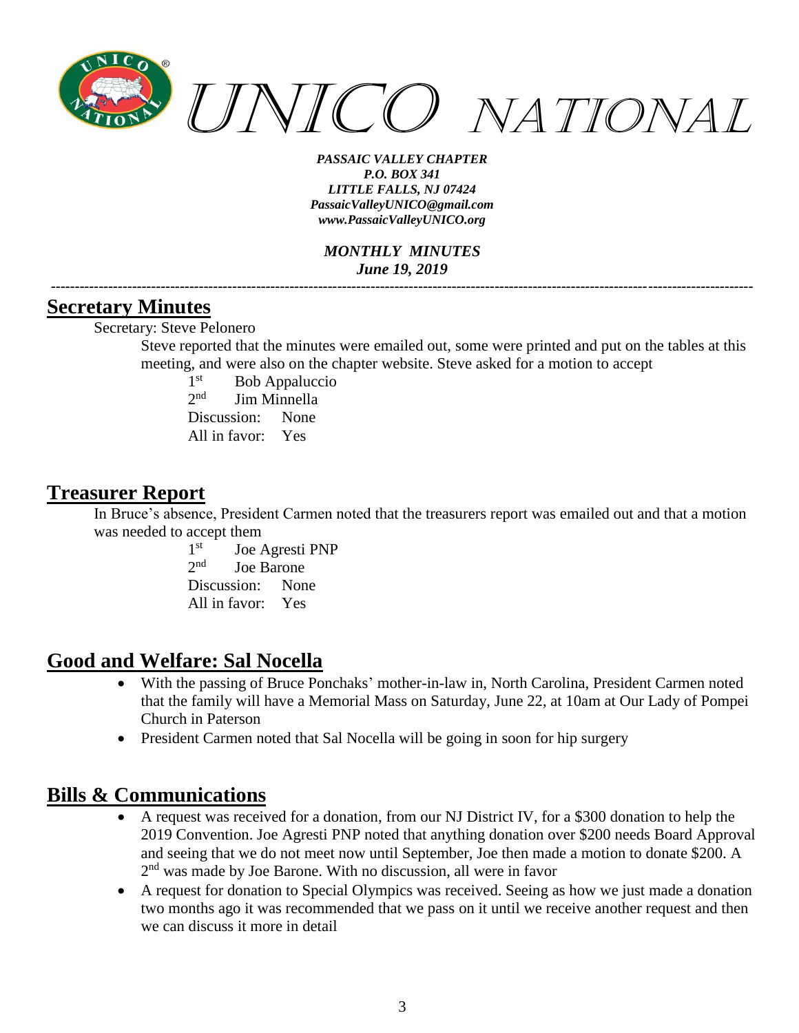## Secretary Minutes

Secretary: Steve Pelonero

Steve reported that the minutes were emailed out, some were printed and put on the tables at this meeting, and were also on the chapter website. Steve asked for a motion to accept

1st Bob Appaluccio
2nd Jim Minnella
Discussion: None
All in favor: Yes

## Treasurer Report

In Bruce's absence, President Carmen noted that the treasurers report was emailed out and that a motion was needed to accept them

1st Joe Agresti PNP
2nd Joe Barone
Discussion: None
All in favor: Yes

## Good and Welfare: Sal Nocella

- With the passing of Bruce Ponchaks' mother-in-law in, North Carolina, President Carmen noted that the family will have a Memorial Mass on Saturday, June 22, at 10am at Our Lady of Pompei Church in Paterson
- President Carmen noted that Sal Nocella will be going in soon for hip surgery

## Bills & Communications

- A request was received for a donation, from our NJ District IV, for a $300 donation to help the 2019 Convention. Joe Agresti PNP noted that anything donation over $200 needs Board Approval and seeing that we do not meet now until September, Joe then made a motion to donate $200. A 2nd was made by Joe Barone. With no discussion, all were in favor
- A request for donation to Special Olympics was received. Seeing as how we just made a donation two months ago it was recommended that we pass on it until we receive another request and then we can discuss it more in detail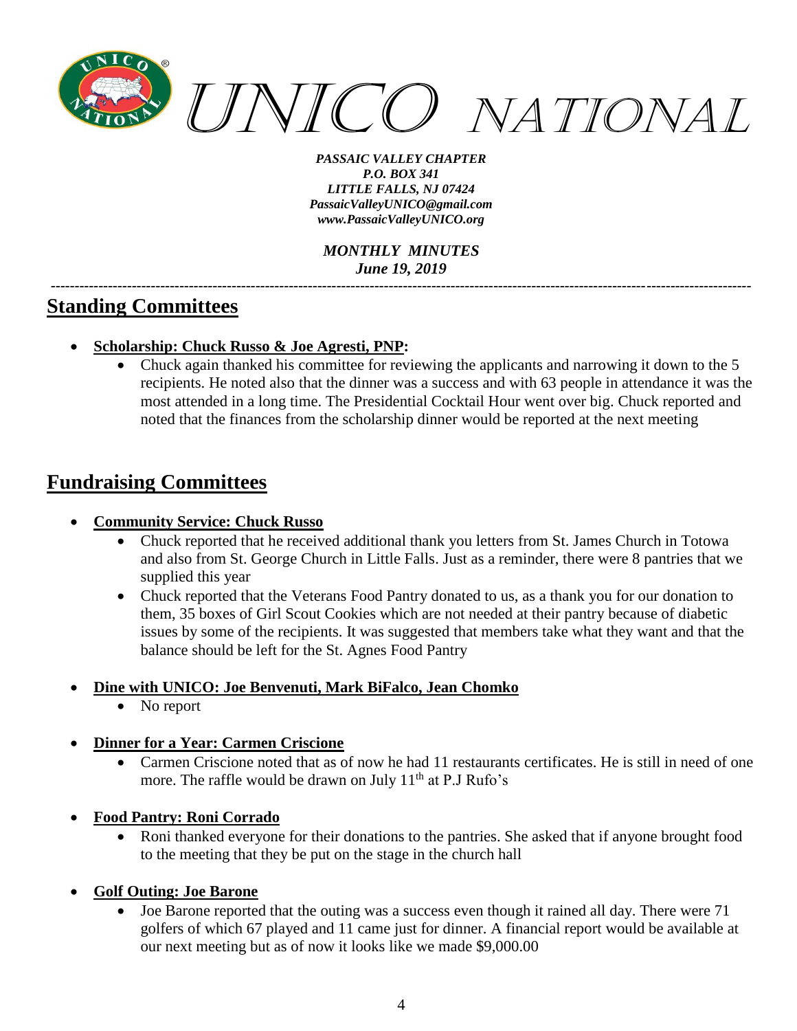*PASSAIC VALLEY CHAPTER*
*P.O. BOX 341*
*LITTLE FALLS, NJ 07424*
*PassaicValleyUNICO@gmail.com*
*www.PassaicValleyUNICO.org*

*MONTHLY MINUTES*
***June 19, 2019***

---

## Standing Committees

- **Scholarship: Chuck Russo & Joe Agresti, PNP:**
  - Chuck again thanked his committee for reviewing the applicants and narrowing it down to the 5 recipients. He noted also that the dinner was a success and with 63 people in attendance it was the most attended in a long time. The Presidential Cocktail Hour went over big. Chuck reported and noted that the finances from the scholarship dinner would be reported at the next meeting

## Fundraising Committees

- **Community Service: Chuck Russo**
  - Chuck reported that he received additional thank you letters from St. James Church in Totowa and also from St. George Church in Little Falls. Just as a reminder, there were 8 pantries that we supplied this year
  - Chuck reported that the Veterans Food Pantry donated to us, as a thank you for our donation to them, 35 boxes of Girl Scout Cookies which are not needed at their pantry because of diabetic issues by some of the recipients. It was suggested that members take what they want and that the balance should be left for the St. Agnes Food Pantry

- **Dine with UNICO: Joe Benvenuti, Mark BiFalco, Jean Chomko**
  - No report

- **Dinner for a Year: Carmen Criscione**
  - Carmen Criscione noted that as of now he had 11 restaurants certificates. He is still in need of one more. The raffle would be drawn on July 11th at P.J Rufo's

- **Food Pantry: Roni Corrado**
  - Roni thanked everyone for their donations to the pantries. She asked that if anyone brought food to the meeting that they be put on the stage in the church hall

- **Golf Outing: Joe Barone**
  - Joe Barone reported that the outing was a success even though it rained all day. There were 71 golfers of which 67 played and 11 came just for dinner. A financial report would be available at our next meeting but as of now it looks like we made $9,000.00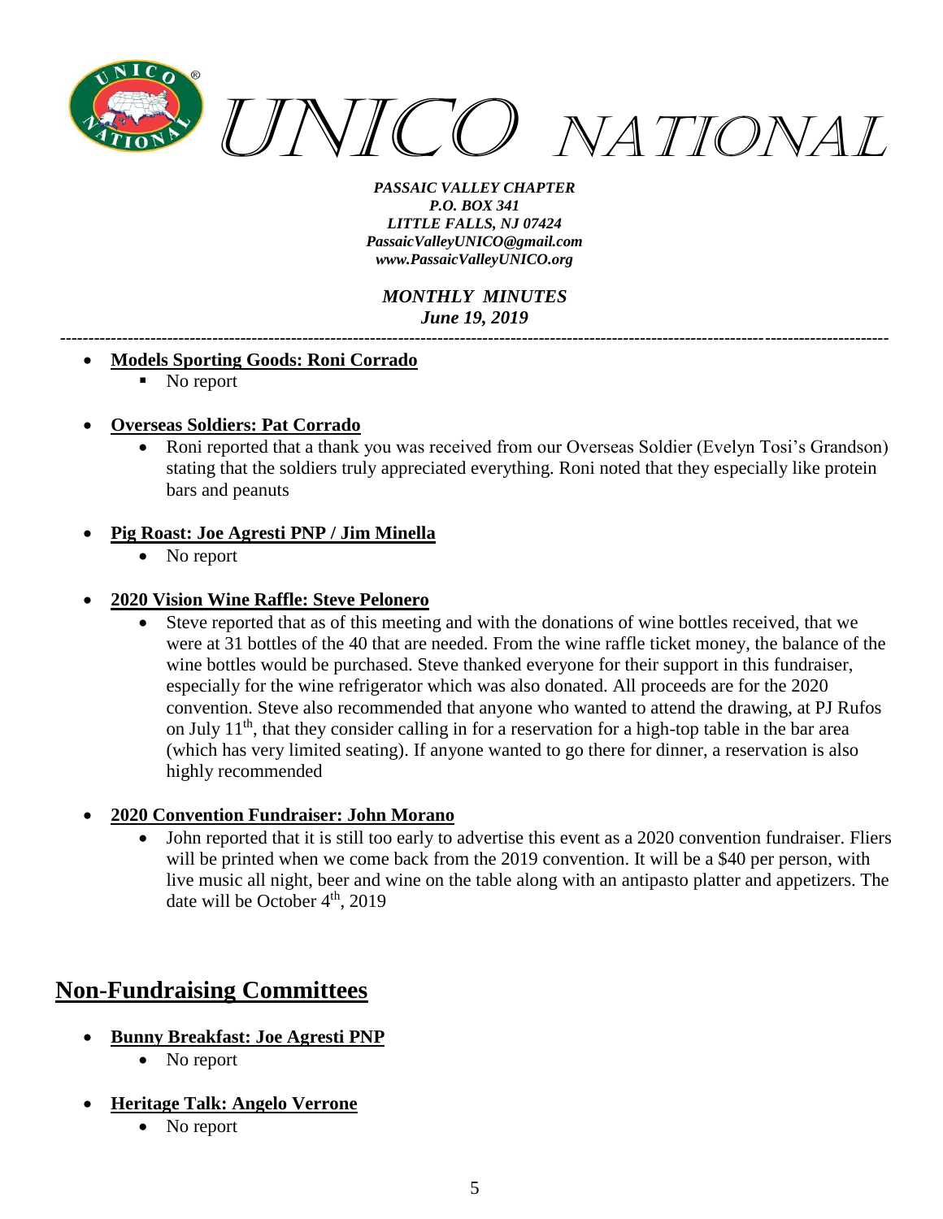- **Models Sporting Goods: Roni Corrado**
  - No report

- **Overseas Soldiers: Pat Corrado**
  - Roni reported that a thank you was received from our Overseas Soldier (Evelyn Tosi's Grandson) stating that the soldiers truly appreciated everything. Roni noted that they especially like protein bars and peanuts

- **Pig Roast: Joe Agresti PNP / Jim Minella**
  - No report

- **2020 Vision Wine Raffle: Steve Pelonero**
  - Steve reported that as of this meeting and with the donations of wine bottles received, that we were at 31 bottles of the 40 that are needed. From the wine raffle ticket money, the balance of the wine bottles would be purchased. Steve thanked everyone for their support in this fundraiser, especially for the wine refrigerator which was also donated. All proceeds are for the 2020 convention. Steve also recommended that anyone who wanted to attend the drawing, at PJ Rufos on July 11th, that they consider calling in for a reservation for a high-top table in the bar area (which has very limited seating). If anyone wanted to go there for dinner, a reservation is also highly recommended

- **2020 Convention Fundraiser: John Morano**
  - John reported that it is still too early to advertise this event as a 2020 convention fundraiser. Fliers will be printed when we come back from the 2019 convention. It will be a $40 per person, with live music all night, beer and wine on the table along with an antipasto platter and appetizers. The date will be October 4th, 2019

## Non-Fundraising Committees

- **Bunny Breakfast: Joe Agresti PNP**
  - No report

- **Heritage Talk: Angelo Verrone**
  - No report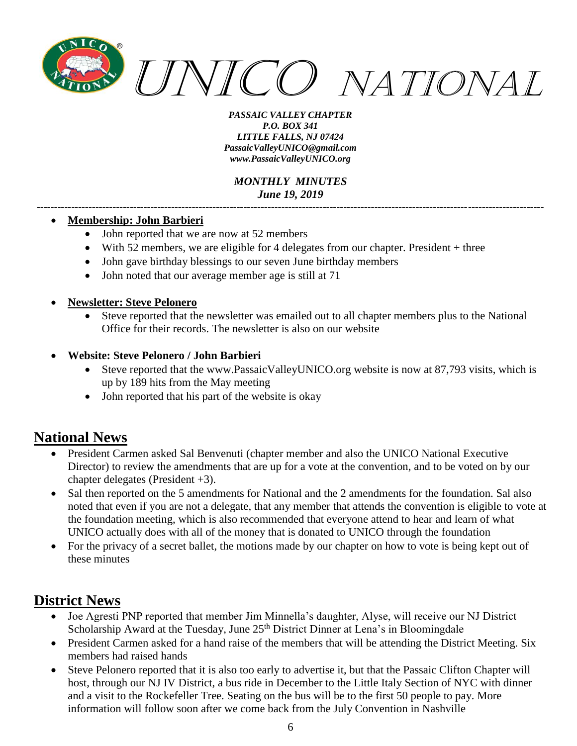- **Membership: John Barbieri**
  - John reported that we are now at 52 members
  - With 52 members, we are eligible for 4 delegates from our chapter. President + three
  - John gave birthday blessings to our seven June birthday members
  - John noted that our average member age is still at 71

- **Newsletter: Steve Pelonero**
  - Steve reported that the newsletter was emailed out to all chapter members plus to the National Office for their records. The newsletter is also on our website

- **Website: Steve Pelonero / John Barbieri**
  - Steve reported that the www.PassaicValleyUNICO.org website is now at 87,793 visits, which is up by 189 hits from the May meeting
  - John reported that his part of the website is okay

## National News

- President Carmen asked Sal Benvenuti (chapter member and also the UNICO National Executive Director) to review the amendments that are up for a vote at the convention, and to be voted on by our chapter delegates (President +3).
- Sal then reported on the 5 amendments for National and the 2 amendments for the foundation. Sal also noted that even if you are not a delegate, that any member that attends the convention is eligible to vote at the foundation meeting, which is also recommended that everyone attend to hear and learn of what UNICO actually does with all of the money that is donated to UNICO through the foundation
- For the privacy of a secret ballet, the motions made by our chapter on how to vote is being kept out of these minutes

## District News

- Joe Agresti PNP reported that member Jim Minnella's daughter, Alyse, will receive our NJ District Scholarship Award at the Tuesday, June 25th District Dinner at Lena's in Bloomingdale
- President Carmen asked for a hand raise of the members that will be attending the District Meeting. Six members had raised hands
- Steve Pelonero reported that it is also too early to advertise it, but that the Passaic Clifton Chapter will host, through our NJ IV District, a bus ride in December to the Little Italy Section of NYC with dinner and a visit to the Rockefeller Tree. Seating on the bus will be to the first 50 people to pay. More information will follow soon after we come back from the July Convention in Nashville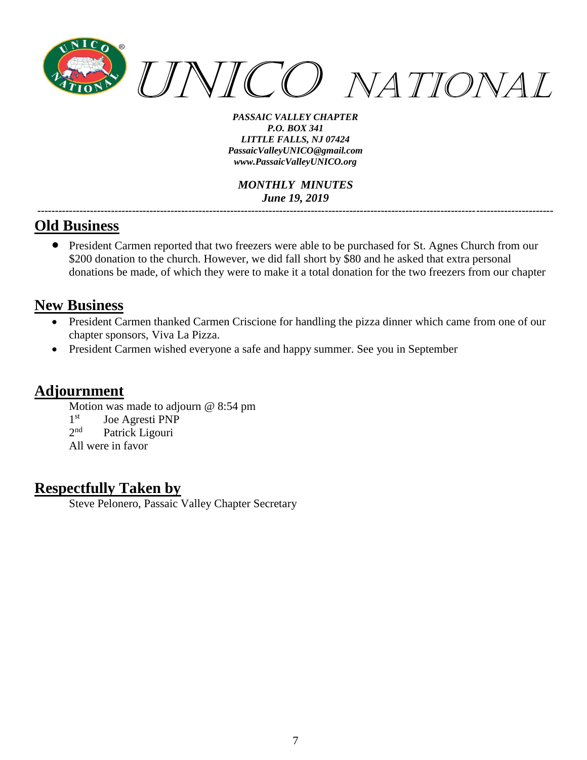# UNICO NATIONAL

***PASSAIC VALLEY CHAPTER***
***P.O. BOX 341***
***LITTLE FALLS, NJ 07424***
***PassaicValleyUNICO@gmail.com***
***www.PassaicValleyUNICO.org***

***MONTHLY MINUTES***
***June 19, 2019***

---

## Old Business

- President Carmen reported that two freezers were able to be purchased for St. Agnes Church from our $200 donation to the church. However, we did fall short by $80 and he asked that extra personal donations be made, of which they were to make it a total donation for the two freezers from our chapter

## New Business

- President Carmen thanked Carmen Criscione for handling the pizza dinner which came from one of our chapter sponsors, Viva La Pizza.
- President Carmen wished everyone a safe and happy summer. See you in September

## Adjournment

Motion was made to adjourn @ 8:54 pm
1st Joe Agresti PNP
2nd Patrick Ligouri
All were in favor

## Respectfully Taken by

Steve Pelonero, Passaic Valley Chapter Secretary